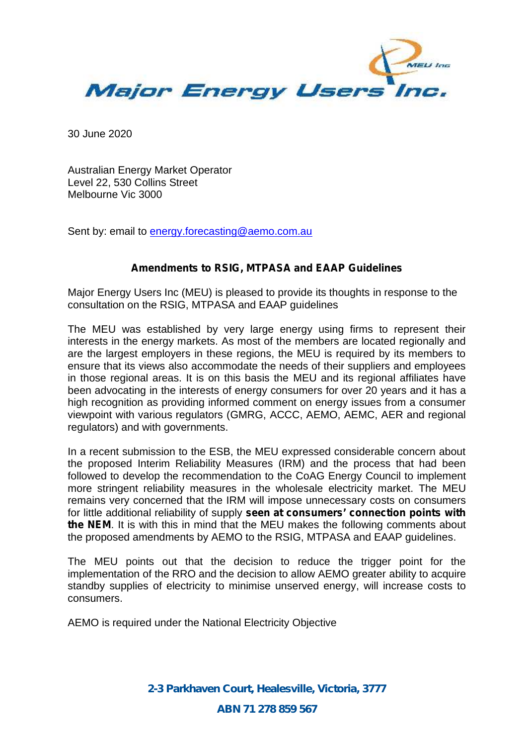# Major Energy Users Inc.

30 June 2020

Australian Energy Market Operator
Level 22, 530 Collins Street
Melbourne Vic 3000

Sent by: email to energy.forecasting@aemo.com.au

**Amendments to RSIG, MTPASA and EAAP Guidelines**

Major Energy Users Inc (MEU) is pleased to provide its thoughts in response to the consultation on the RSIG, MTPASA and EAAP guidelines

The MEU was established by very large energy using firms to represent their interests in the energy markets. As most of the members are located regionally and are the largest employers in these regions, the MEU is required by its members to ensure that its views also accommodate the needs of their suppliers and employees in those regional areas. It is on this basis the MEU and its regional affiliates have been advocating in the interests of energy consumers for over 20 years and it has a high recognition as providing informed comment on energy issues from a consumer viewpoint with various regulators (GMRG, ACCC, AEMO, AEMC, AER and regional regulators) and with governments.

In a recent submission to the ESB, the MEU expressed considerable concern about the proposed Interim Reliability Measures (IRM) and the process that had been followed to develop the recommendation to the CoAG Energy Council to implement more stringent reliability measures in the wholesale electricity market. The MEU remains very concerned that the IRM will impose unnecessary costs on consumers for little additional reliability of supply **seen at consumers' connection points with the NEM**. It is with this in mind that the MEU makes the following comments about the proposed amendments by AEMO to the RSIG, MTPASA and EAAP guidelines.

The MEU points out that the decision to reduce the trigger point for the implementation of the RRO and the decision to allow AEMO greater ability to acquire standby supplies of electricity to minimise unserved energy, will increase costs to consumers.

AEMO is required under the National Electricity Objective

**2-3 Parkhaven Court, Healesville, Victoria, 3777**
**ABN 71 278 859 567**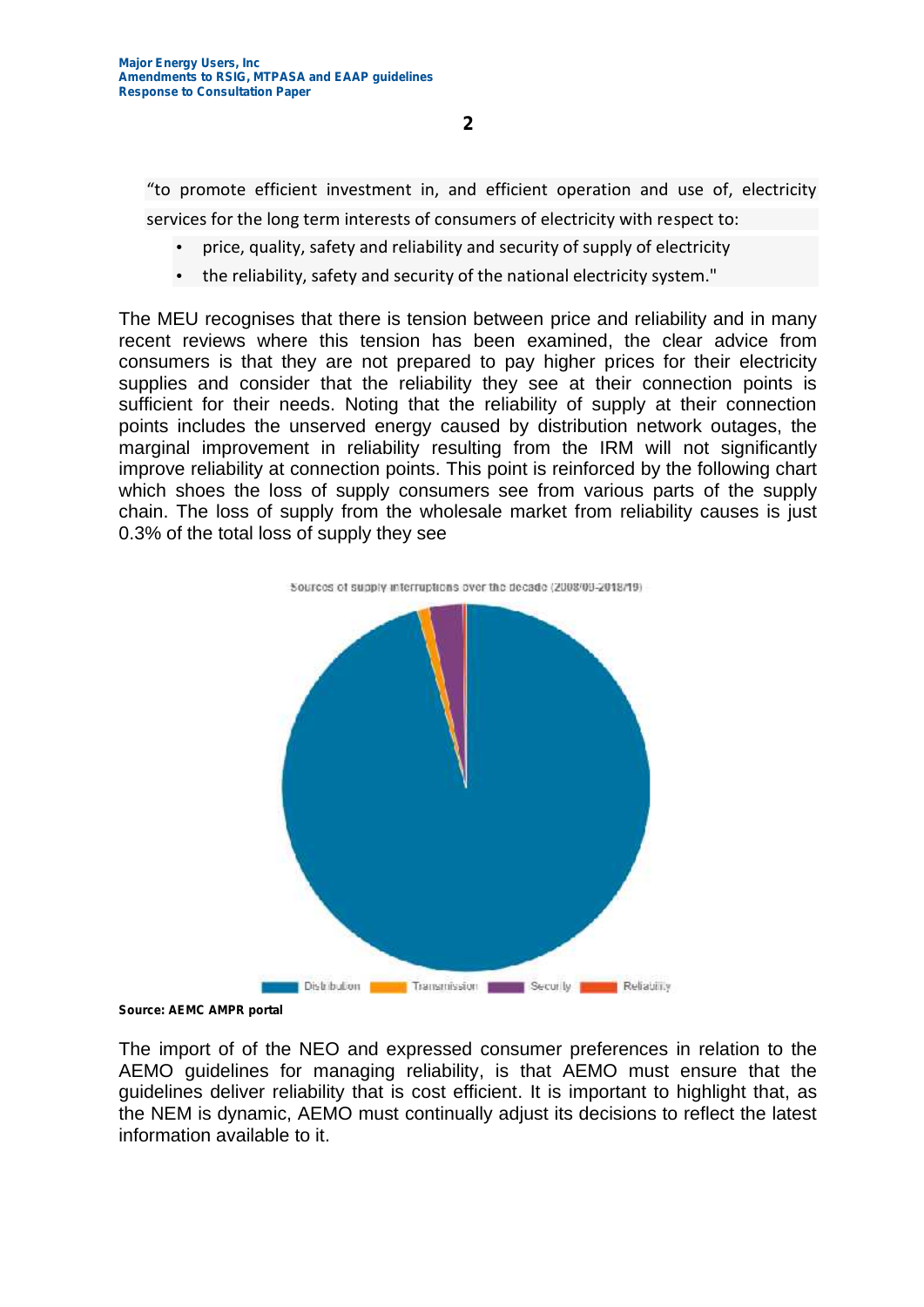"to promote efficient investment in, and efficient operation and use of, electricity services for the long term interests of consumers of electricity with respect to:

- price, quality, safety and reliability and security of supply of electricity
- the reliability, safety and security of the national electricity system."

The MEU recognises that there is tension between price and reliability and in many recent reviews where this tension has been examined, the clear advice from consumers is that they are not prepared to pay higher prices for their electricity supplies and consider that the reliability they see at their connection points is sufficient for their needs. Noting that the reliability of supply at their connection points includes the unserved energy caused by distribution network outages, the marginal improvement in reliability resulting from the IRM will not significantly improve reliability at connection points. This point is reinforced by the following chart which shoes the loss of supply consumers see from various parts of the supply chain. The loss of supply from the wholesale market from reliability causes is just 0.3% of the total loss of supply they see

Sources of supply interruptions over the decade (2008/09-2018/19)

Distribution | Transmission | Security | Reliability

**Source: AEMC AMPR portal**

The import of of the NEO and expressed consumer preferences in relation to the AEMO guidelines for managing reliability, is that AEMO must ensure that the guidelines deliver reliability that is cost efficient. It is important to highlight that, as the NEM is dynamic, AEMO must continually adjust its decisions to reflect the latest information available to it.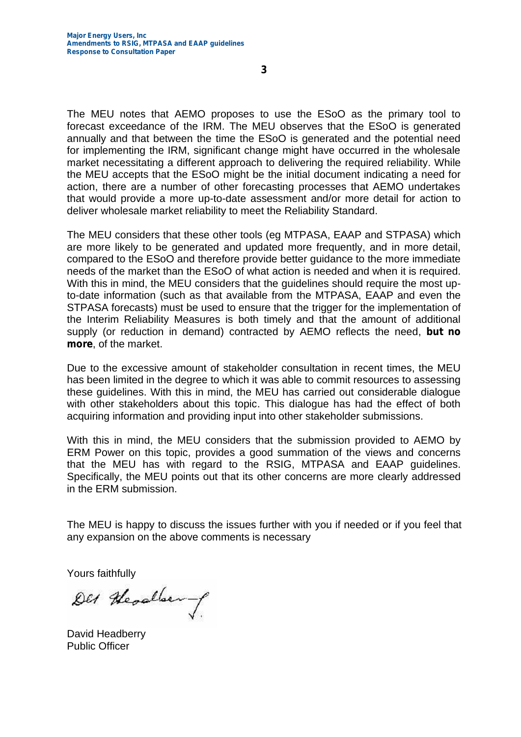The MEU notes that AEMO proposes to use the ESoO as the primary tool to forecast exceedance of the IRM. The MEU observes that the ESoO is generated annually and that between the time the ESoO is generated and the potential need for implementing the IRM, significant change might have occurred in the wholesale market necessitating a different approach to delivering the required reliability. While the MEU accepts that the ESoO might be the initial document indicating a need for action, there are a number of other forecasting processes that AEMO undertakes that would provide a more up-to-date assessment and/or more detail for action to deliver wholesale market reliability to meet the Reliability Standard.

The MEU considers that these other tools (eg MTPASA, EAAP and STPASA) which are more likely to be generated and updated more frequently, and in more detail, compared to the ESoO and therefore provide better guidance to the more immediate needs of the market than the ESoO of what action is needed and when it is required. With this in mind, the MEU considers that the guidelines should require the most up-to-date information (such as that available from the MTPASA, EAAP and even the STPASA forecasts) must be used to ensure that the trigger for the implementation of the Interim Reliability Measures is both timely and that the amount of additional supply (or reduction in demand) contracted by AEMO reflects the need, **but no more**, of the market.

Due to the excessive amount of stakeholder consultation in recent times, the MEU has been limited in the degree to which it was able to commit resources to assessing these guidelines. With this in mind, the MEU has carried out considerable dialogue with other stakeholders about this topic. This dialogue has had the effect of both acquiring information and providing input into other stakeholder submissions.

With this in mind, the MEU considers that the submission provided to AEMO by ERM Power on this topic, provides a good summation of the views and concerns that the MEU has with regard to the RSIG, MTPASA and EAAP guidelines. Specifically, the MEU points out that its other concerns are more clearly addressed in the ERM submission.

The MEU is happy to discuss the issues further with you if needed or if you feel that any expansion on the above comments is necessary

Yours faithfully

David Headberry
Public Officer